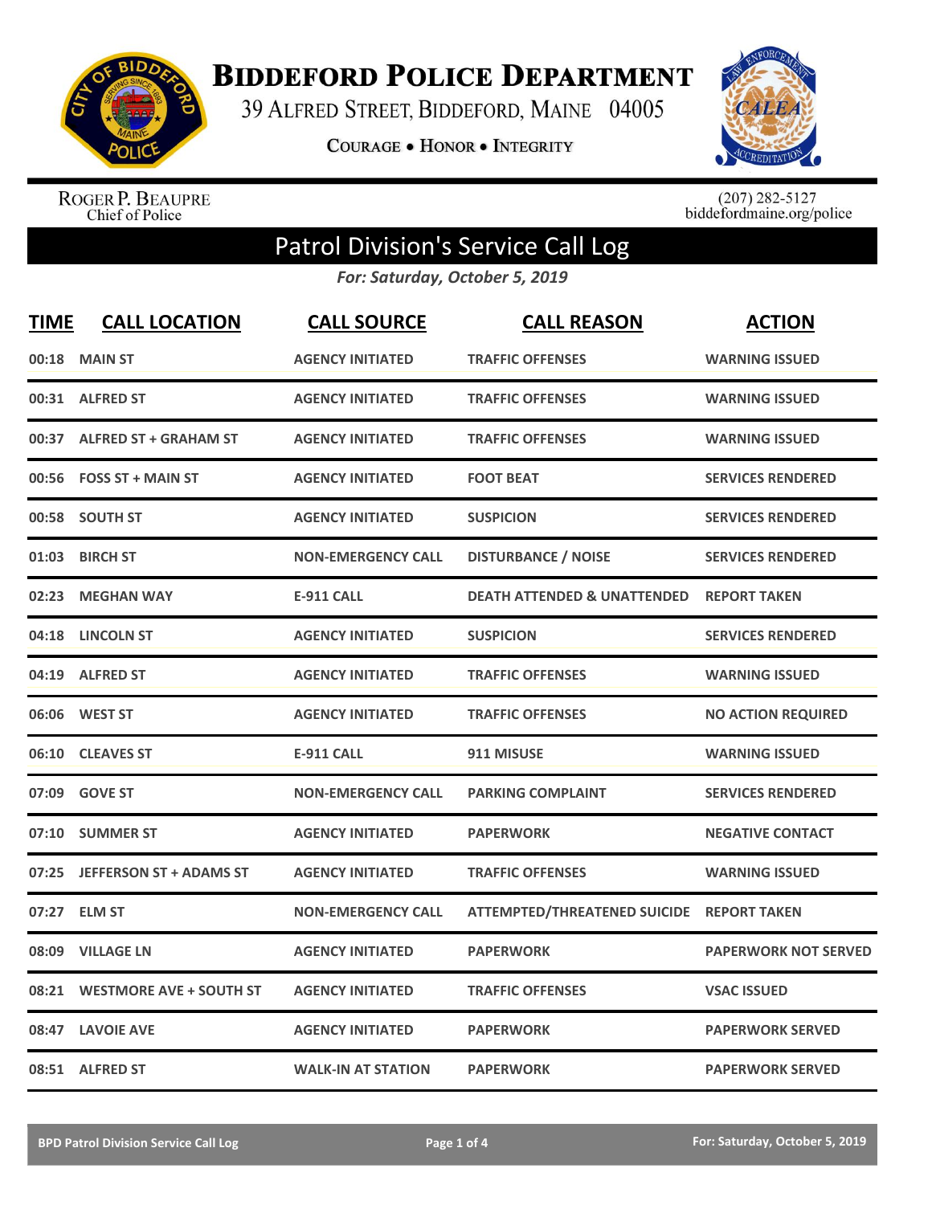# Biddeford Police Department

39 Alfred Street, Biddeford, Maine 04005

**Courage • Honor • Integrity**

Roger P. Beaupre
Chief of Police

(207) 282-5127
biddefordmaine.org/police

## Patrol Division's Service Call Log

*For: Saturday, October 5, 2019*

| TIME | CALL LOCATION | CALL SOURCE | CALL REASON | ACTION |
|---|---|---|---|---|
| 00:18 | MAIN ST | AGENCY INITIATED | TRAFFIC OFFENSES | WARNING ISSUED |
| 00:31 | ALFRED ST | AGENCY INITIATED | TRAFFIC OFFENSES | WARNING ISSUED |
| 00:37 | ALFRED ST + GRAHAM ST | AGENCY INITIATED | TRAFFIC OFFENSES | WARNING ISSUED |
| 00:56 | FOSS ST + MAIN ST | AGENCY INITIATED | FOOT BEAT | SERVICES RENDERED |
| 00:58 | SOUTH ST | AGENCY INITIATED | SUSPICION | SERVICES RENDERED |
| 01:03 | BIRCH ST | NON-EMERGENCY CALL | DISTURBANCE / NOISE | SERVICES RENDERED |
| 02:23 | MEGHAN WAY | E-911 CALL | DEATH ATTENDED & UNATTENDED | REPORT TAKEN |
| 04:18 | LINCOLN ST | AGENCY INITIATED | SUSPICION | SERVICES RENDERED |
| 04:19 | ALFRED ST | AGENCY INITIATED | TRAFFIC OFFENSES | WARNING ISSUED |
| 06:06 | WEST ST | AGENCY INITIATED | TRAFFIC OFFENSES | NO ACTION REQUIRED |
| 06:10 | CLEAVES ST | E-911 CALL | 911 MISUSE | WARNING ISSUED |
| 07:09 | GOVE ST | NON-EMERGENCY CALL | PARKING COMPLAINT | SERVICES RENDERED |
| 07:10 | SUMMER ST | AGENCY INITIATED | PAPERWORK | NEGATIVE CONTACT |
| 07:25 | JEFFERSON ST + ADAMS ST | AGENCY INITIATED | TRAFFIC OFFENSES | WARNING ISSUED |
| 07:27 | ELM ST | NON-EMERGENCY CALL | ATTEMPTED/THREATENED SUICIDE | REPORT TAKEN |
| 08:09 | VILLAGE LN | AGENCY INITIATED | PAPERWORK | PAPERWORK NOT SERVED |
| 08:21 | WESTMORE AVE + SOUTH ST | AGENCY INITIATED | TRAFFIC OFFENSES | VSAC ISSUED |
| 08:47 | LAVOIE AVE | AGENCY INITIATED | PAPERWORK | PAPERWORK SERVED |
| 08:51 | ALFRED ST | WALK-IN AT STATION | PAPERWORK | PAPERWORK SERVED |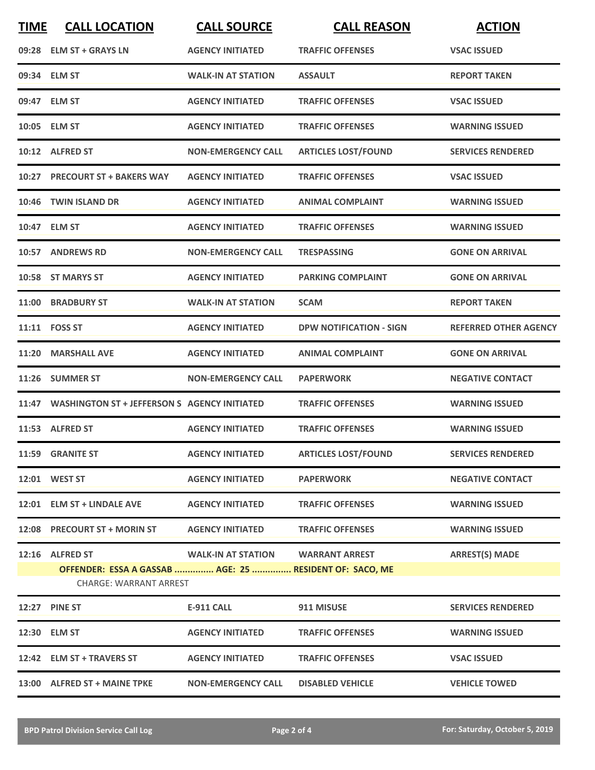| TIME | CALL LOCATION | CALL SOURCE | CALL REASON | ACTION |
|---|---|---|---|---|
| 09:28 | ELM ST + GRAYS LN | AGENCY INITIATED | TRAFFIC OFFENSES | VSAC ISSUED |
| 09:34 | ELM ST | WALK-IN AT STATION | ASSAULT | REPORT TAKEN |
| 09:47 | ELM ST | AGENCY INITIATED | TRAFFIC OFFENSES | VSAC ISSUED |
| 10:05 | ELM ST | AGENCY INITIATED | TRAFFIC OFFENSES | WARNING ISSUED |
| 10:12 | ALFRED ST | NON-EMERGENCY CALL | ARTICLES LOST/FOUND | SERVICES RENDERED |
| 10:27 | PRECOURT ST + BAKERS WAY | AGENCY INITIATED | TRAFFIC OFFENSES | VSAC ISSUED |
| 10:46 | TWIN ISLAND DR | AGENCY INITIATED | ANIMAL COMPLAINT | WARNING ISSUED |
| 10:47 | ELM ST | AGENCY INITIATED | TRAFFIC OFFENSES | WARNING ISSUED |
| 10:57 | ANDREWS RD | NON-EMERGENCY CALL | TRESPASSING | GONE ON ARRIVAL |
| 10:58 | ST MARYS ST | AGENCY INITIATED | PARKING COMPLAINT | GONE ON ARRIVAL |
| 11:00 | BRADBURY ST | WALK-IN AT STATION | SCAM | REPORT TAKEN |
| 11:11 | FOSS ST | AGENCY INITIATED | DPW NOTIFICATION - SIGN | REFERRED OTHER AGENCY |
| 11:20 | MARSHALL AVE | AGENCY INITIATED | ANIMAL COMPLAINT | GONE ON ARRIVAL |
| 11:26 | SUMMER ST | NON-EMERGENCY CALL | PAPERWORK | NEGATIVE CONTACT |
| 11:47 | WASHINGTON ST + JEFFERSON S | AGENCY INITIATED | TRAFFIC OFFENSES | WARNING ISSUED |
| 11:53 | ALFRED ST | AGENCY INITIATED | TRAFFIC OFFENSES | WARNING ISSUED |
| 11:59 | GRANITE ST | AGENCY INITIATED | ARTICLES LOST/FOUND | SERVICES RENDERED |
| 12:01 | WEST ST | AGENCY INITIATED | PAPERWORK | NEGATIVE CONTACT |
| 12:01 | ELM ST + LINDALE AVE | AGENCY INITIATED | TRAFFIC OFFENSES | WARNING ISSUED |
| 12:08 | PRECOURT ST + MORIN ST | AGENCY INITIATED | TRAFFIC OFFENSES | WARNING ISSUED |
| 12:16 | ALFRED ST | WALK-IN AT STATION | WARRANT ARREST | ARREST(S) MADE |
| | OFFENDER: ESSA A GASSAB ............... AGE: 25 ............... RESIDENT OF: SACO, ME | | | |
| | CHARGE: WARRANT ARREST | | | |
| 12:27 | PINE ST | E-911 CALL | 911 MISUSE | SERVICES RENDERED |
| 12:30 | ELM ST | AGENCY INITIATED | TRAFFIC OFFENSES | WARNING ISSUED |
| 12:42 | ELM ST + TRAVERS ST | AGENCY INITIATED | TRAFFIC OFFENSES | VSAC ISSUED |
| 13:00 | ALFRED ST + MAINE TPKE | NON-EMERGENCY CALL | DISABLED VEHICLE | VEHICLE TOWED |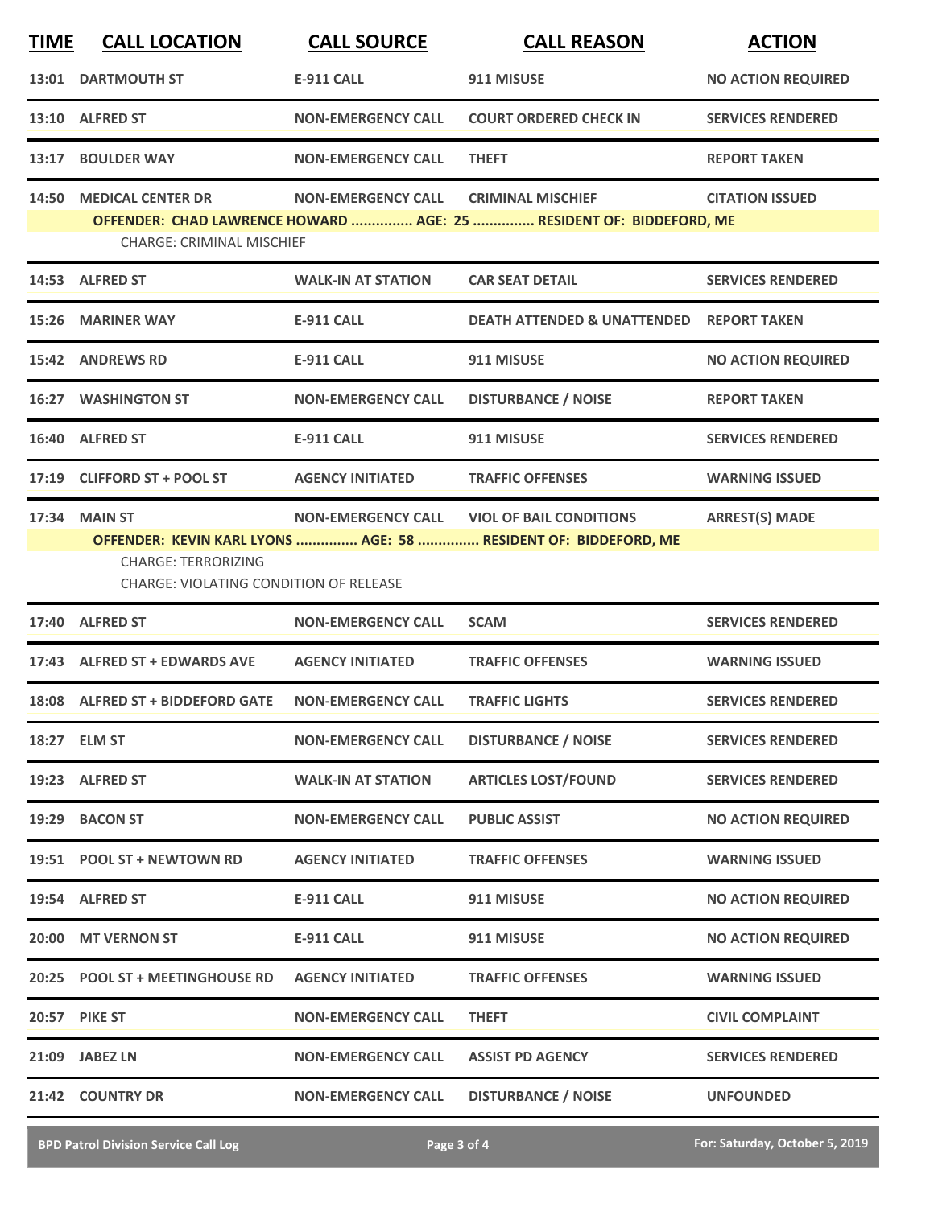| TIME | CALL LOCATION | CALL SOURCE | CALL REASON | ACTION |
|---|---|---|---|---|
| 13:01 | DARTMOUTH ST | E-911 CALL | 911 MISUSE | NO ACTION REQUIRED |
| 13:10 | ALFRED ST | NON-EMERGENCY CALL | COURT ORDERED CHECK IN | SERVICES RENDERED |
| 13:17 | BOULDER WAY | NON-EMERGENCY CALL | THEFT | REPORT TAKEN |
| 14:50 | MEDICAL CENTER DR | NON-EMERGENCY CALL | CRIMINAL MISCHIEF | CITATION ISSUED |
| | **OFFENDER: CHAD LAWRENCE HOWARD ............... AGE: 25 ............... RESIDENT OF: BIDDEFORD, ME** | | | |
| | CHARGE: CRIMINAL MISCHIEF | | | |
| 14:53 | ALFRED ST | WALK-IN AT STATION | CAR SEAT DETAIL | SERVICES RENDERED |
| 15:26 | MARINER WAY | E-911 CALL | DEATH ATTENDED & UNATTENDED | REPORT TAKEN |
| 15:42 | ANDREWS RD | E-911 CALL | 911 MISUSE | NO ACTION REQUIRED |
| 16:27 | WASHINGTON ST | NON-EMERGENCY CALL | DISTURBANCE / NOISE | REPORT TAKEN |
| 16:40 | ALFRED ST | E-911 CALL | 911 MISUSE | SERVICES RENDERED |
| 17:19 | CLIFFORD ST + POOL ST | AGENCY INITIATED | TRAFFIC OFFENSES | WARNING ISSUED |
| 17:34 | MAIN ST | NON-EMERGENCY CALL | VIOL OF BAIL CONDITIONS | ARREST(S) MADE |
| | **OFFENDER: KEVIN KARL LYONS ............... AGE: 58 ............... RESIDENT OF: BIDDEFORD, ME** | | | |
| | CHARGE: TERRORIZING | | | |
| | CHARGE: VIOLATING CONDITION OF RELEASE | | | |
| 17:40 | ALFRED ST | NON-EMERGENCY CALL | SCAM | SERVICES RENDERED |
| 17:43 | ALFRED ST + EDWARDS AVE | AGENCY INITIATED | TRAFFIC OFFENSES | WARNING ISSUED |
| 18:08 | ALFRED ST + BIDDEFORD GATE | NON-EMERGENCY CALL | TRAFFIC LIGHTS | SERVICES RENDERED |
| 18:27 | ELM ST | NON-EMERGENCY CALL | DISTURBANCE / NOISE | SERVICES RENDERED |
| 19:23 | ALFRED ST | WALK-IN AT STATION | ARTICLES LOST/FOUND | SERVICES RENDERED |
| 19:29 | BACON ST | NON-EMERGENCY CALL | PUBLIC ASSIST | NO ACTION REQUIRED |
| 19:51 | POOL ST + NEWTOWN RD | AGENCY INITIATED | TRAFFIC OFFENSES | WARNING ISSUED |
| 19:54 | ALFRED ST | E-911 CALL | 911 MISUSE | NO ACTION REQUIRED |
| 20:00 | MT VERNON ST | E-911 CALL | 911 MISUSE | NO ACTION REQUIRED |
| 20:25 | POOL ST + MEETINGHOUSE RD | AGENCY INITIATED | TRAFFIC OFFENSES | WARNING ISSUED |
| 20:57 | PIKE ST | NON-EMERGENCY CALL | THEFT | CIVIL COMPLAINT |
| 21:09 | JABEZ LN | NON-EMERGENCY CALL | ASSIST PD AGENCY | SERVICES RENDERED |
| 21:42 | COUNTRY DR | NON-EMERGENCY CALL | DISTURBANCE / NOISE | UNFOUNDED |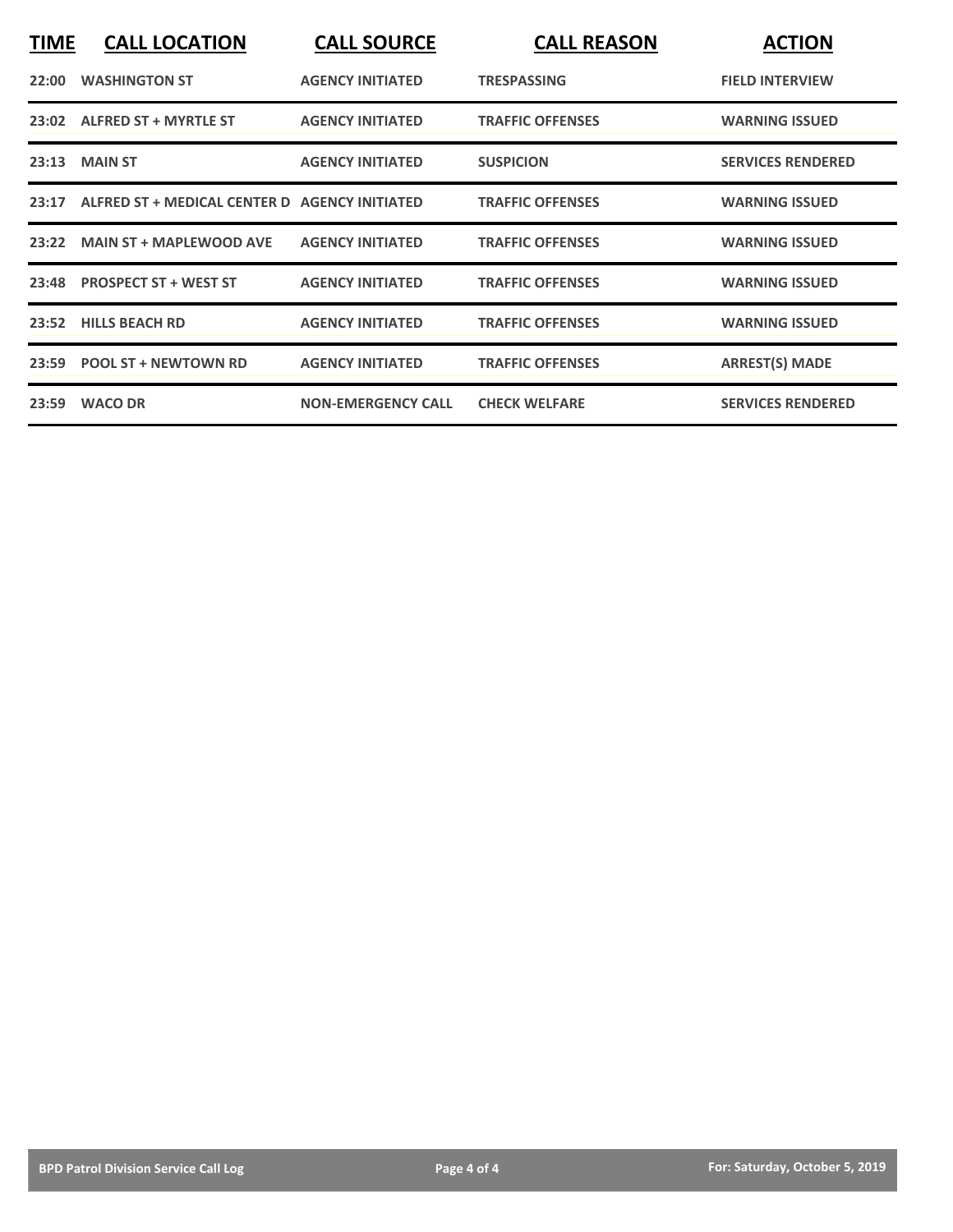| TIME | CALL LOCATION | CALL SOURCE | CALL REASON | ACTION |
| --- | --- | --- | --- | --- |
| 22:00 | WASHINGTON ST | AGENCY INITIATED | TRESPASSING | FIELD INTERVIEW |
| 23:02 | ALFRED ST + MYRTLE ST | AGENCY INITIATED | TRAFFIC OFFENSES | WARNING ISSUED |
| 23:13 | MAIN ST | AGENCY INITIATED | SUSPICION | SERVICES RENDERED |
| 23:17 | ALFRED ST + MEDICAL CENTER D | AGENCY INITIATED | TRAFFIC OFFENSES | WARNING ISSUED |
| 23:22 | MAIN ST + MAPLEWOOD AVE | AGENCY INITIATED | TRAFFIC OFFENSES | WARNING ISSUED |
| 23:48 | PROSPECT ST + WEST ST | AGENCY INITIATED | TRAFFIC OFFENSES | WARNING ISSUED |
| 23:52 | HILLS BEACH RD | AGENCY INITIATED | TRAFFIC OFFENSES | WARNING ISSUED |
| 23:59 | POOL ST + NEWTOWN RD | AGENCY INITIATED | TRAFFIC OFFENSES | ARREST(S) MADE |
| 23:59 | WACO DR | NON-EMERGENCY CALL | CHECK WELFARE | SERVICES RENDERED |